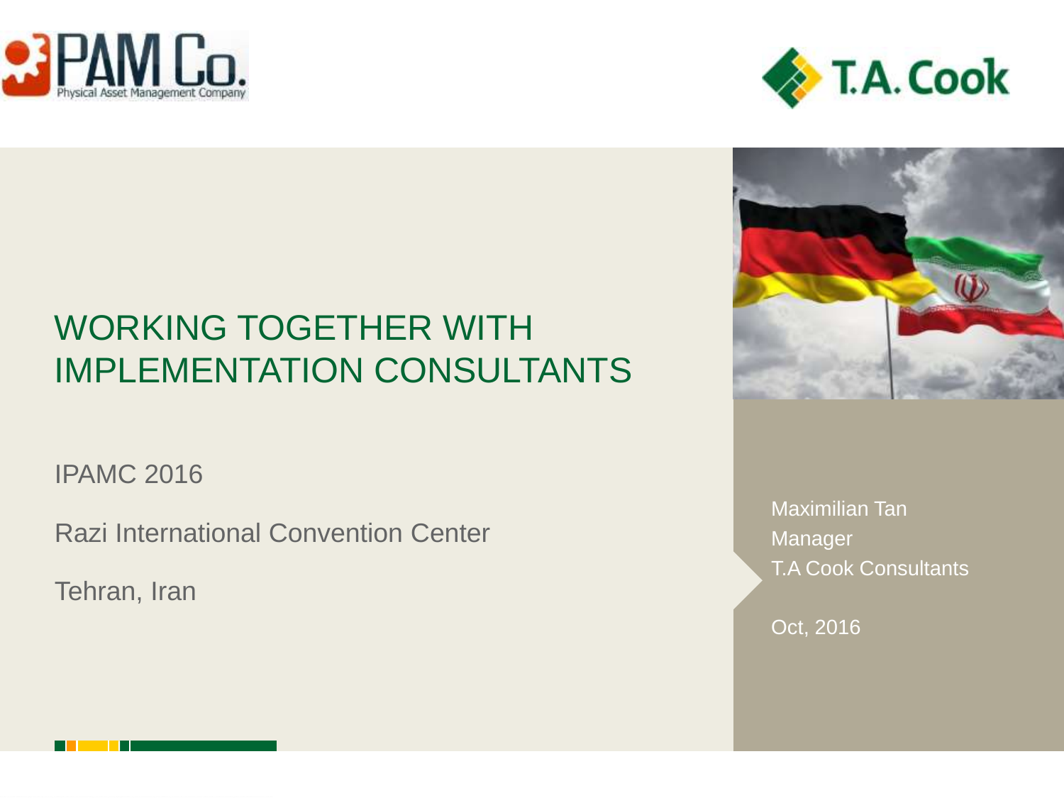# WORKING TOGETHER WITH IMPLEMENTATION CONSULTANTS

IPAMC 2016

Razi International Convention Center

Tehran, Iran

Maximilian Tan
Manager
T.A Cook Consultants

Oct, 2016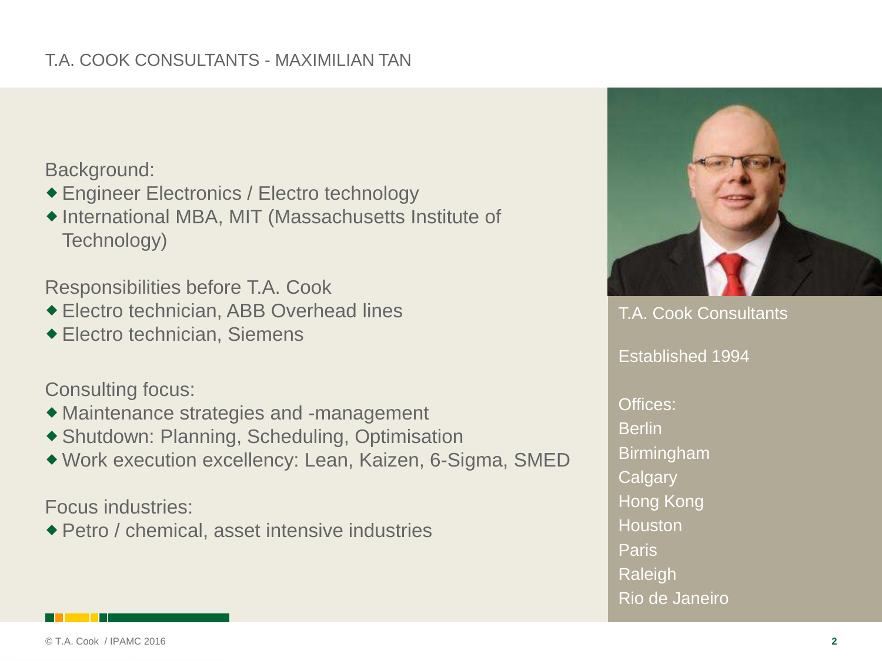# T.A. COOK CONSULTANTS - MAXIMILIAN TAN

Background:

- Engineer Electronics / Electro technology
- International MBA, MIT (Massachusetts Institute of Technology)

Responsibilities before T.A. Cook

- Electro technician, ABB Overhead lines
- Electro technician, Siemens

Consulting focus:

- Maintenance strategies and -management
- Shutdown: Planning, Scheduling, Optimisation
- Work execution excellency: Lean, Kaizen, 6-Sigma, SMED

Focus industries:

- Petro / chemical, asset intensive industries

T.A. Cook Consultants

Established 1994

Offices:
Berlin
Birmingham
Calgary
Hong Kong
Houston
Paris
Raleigh
Rio de Janeiro

© T.A. Cook / IPAMC 2016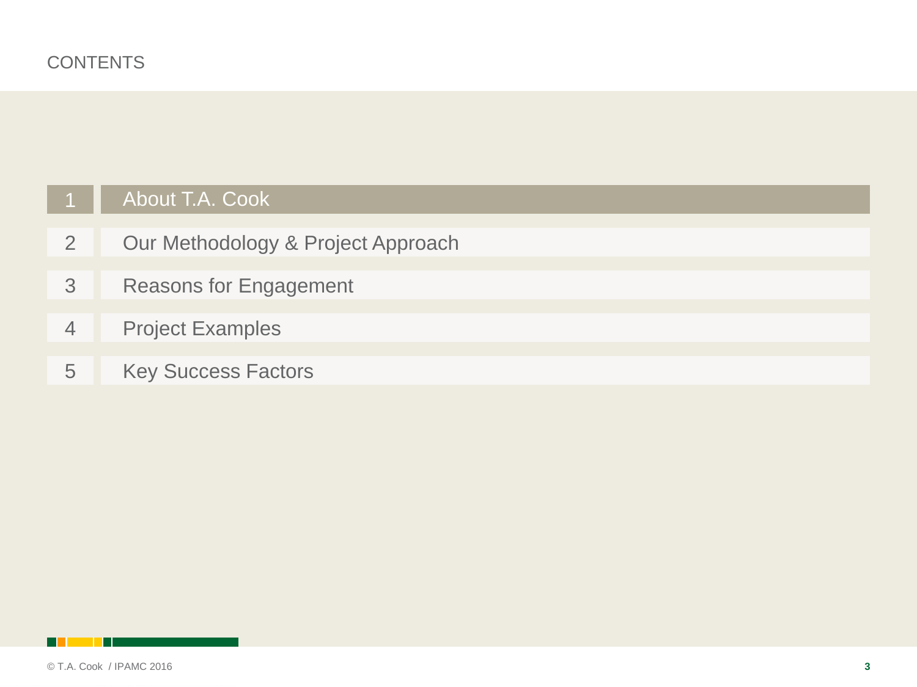# CONTENTS

1. About T.A. Cook
2. Our Methodology & Project Approach
3. Reasons for Engagement
4. Project Examples
5. Key Success Factors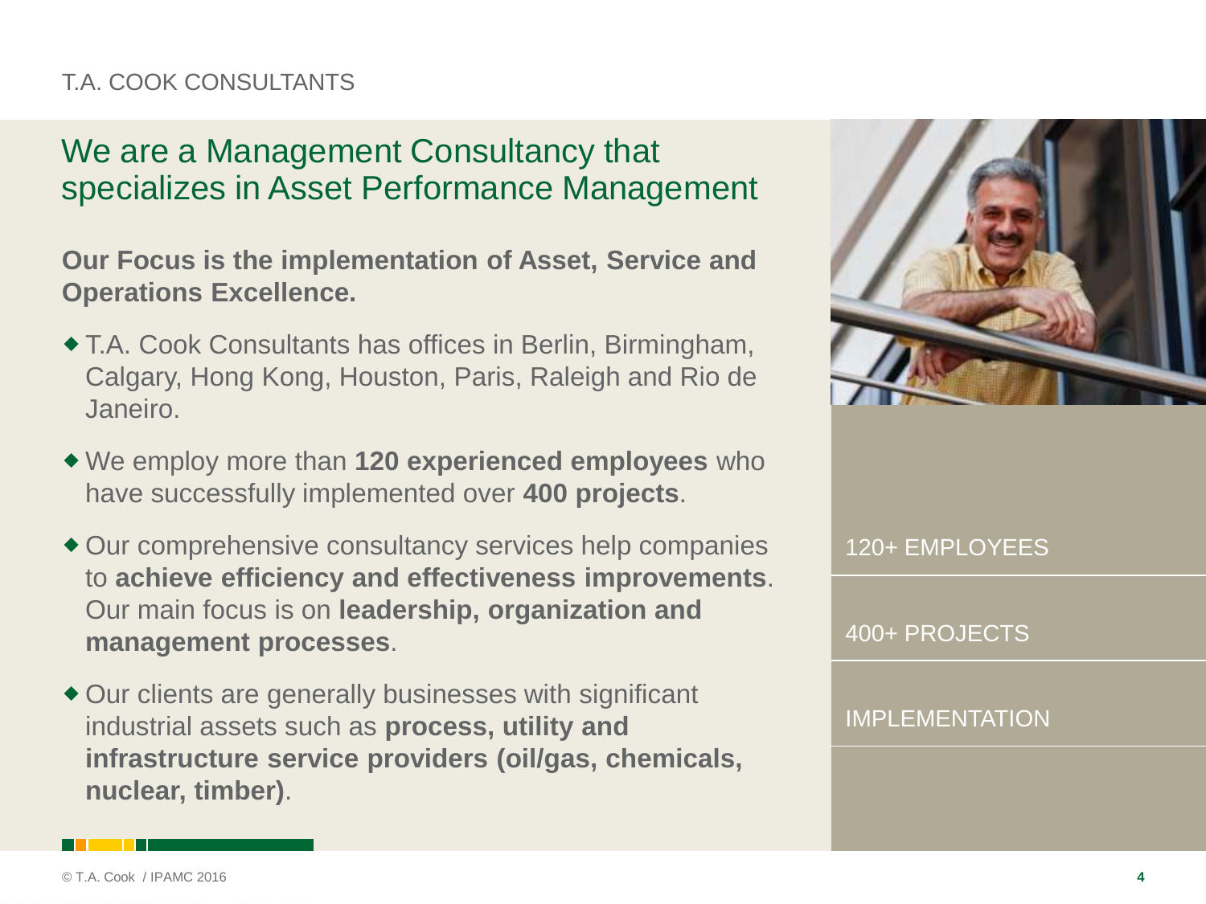T.A. COOK CONSULTANTS

## We are a Management Consultancy that specializes in Asset Performance Management

**Our Focus is the implementation of Asset, Service and Operations Excellence.**

- T.A. Cook Consultants has offices in Berlin, Birmingham, Calgary, Hong Kong, Houston, Paris, Raleigh and Rio de Janeiro.
- We employ more than **120 experienced employees** who have successfully implemented over **400 projects**.
- Our comprehensive consultancy services help companies to **achieve efficiency and effectiveness improvements**. Our main focus is on **leadership, organization and management processes**.
- Our clients are generally businesses with significant industrial assets such as **process, utility and infrastructure service providers (oil/gas, chemicals, nuclear, timber)**.

120+ EMPLOYEES

400+ PROJECTS

IMPLEMENTATION

© T.A. Cook / IPAMC 2016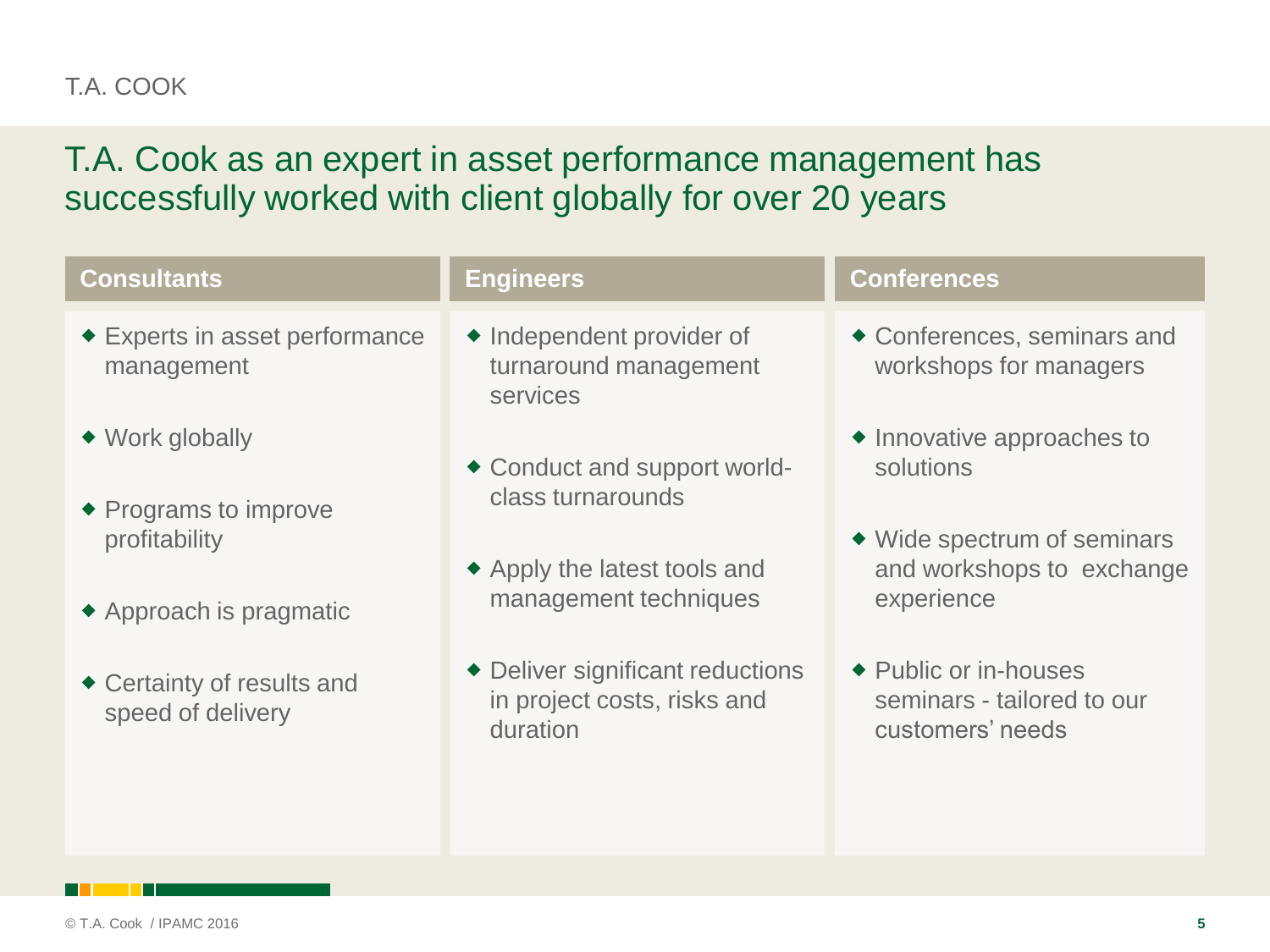# T.A. Cook as an expert in asset performance management has successfully worked with client globally for over 20 years

## Consultants

- Experts in asset performance management
- Work globally
- Programs to improve profitability
- Approach is pragmatic
- Certainty of results and speed of delivery

## Engineers

- Independent provider of turnaround management services
- Conduct and support world-class turnarounds
- Apply the latest tools and management techniques
- Deliver significant reductions in project costs, risks and duration

## Conferences

- Conferences, seminars and workshops for managers
- Innovative approaches to solutions
- Wide spectrum of seminars and workshops to exchange experience
- Public or in-houses seminars - tailored to our customers' needs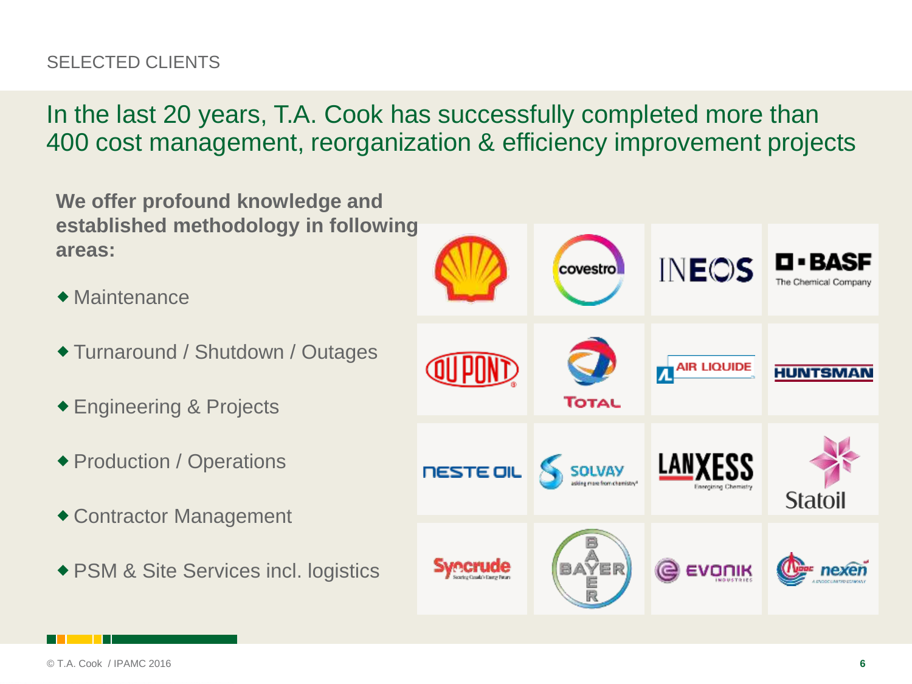SELECTED CLIENTS

## In the last 20 years, T.A. Cook has successfully completed more than 400 cost management, reorganization & efficiency improvement projects

**We offer profound knowledge and established methodology in following areas:**

- Maintenance
- Turnaround / Shutdown / Outages
- Engineering & Projects
- Production / Operations
- Contractor Management
- PSM & Site Services incl. logistics

| | | | |
|---|---|---|---|
| Shell | covestro | INEOS | BASF The Chemical Company |
| DUPONT | TOTAL | AIR LIQUIDE | HUNTSMAN |
| NESTE OIL | SOLVAY | LANXESS | Statoil |
| Syncrude | BAYER | EVONIK INDUSTRIES | nexen |

© T.A. Cook / IPAMC 2016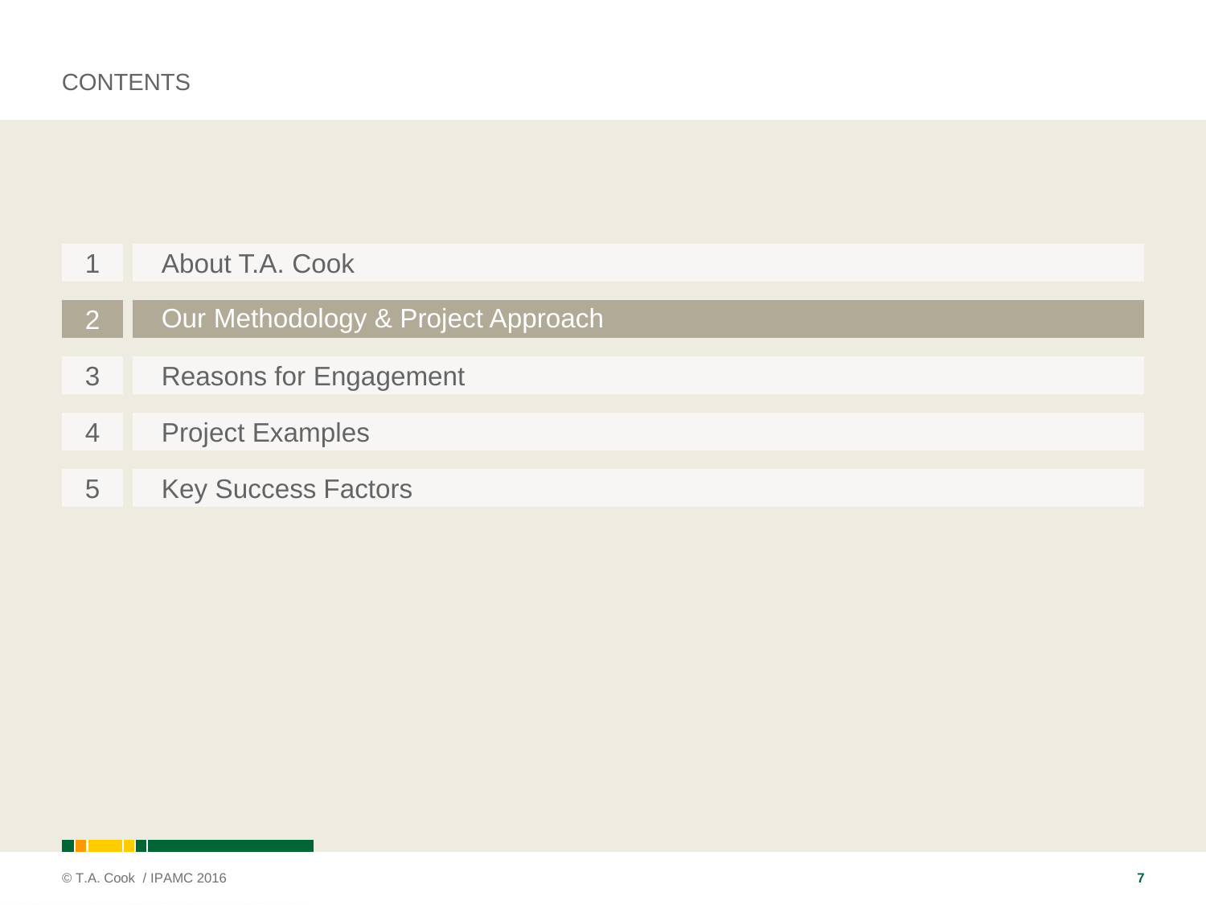# CONTENTS

1. About T.A. Cook
2. **Our Methodology & Project Approach**
3. Reasons for Engagement
4. Project Examples
5. Key Success Factors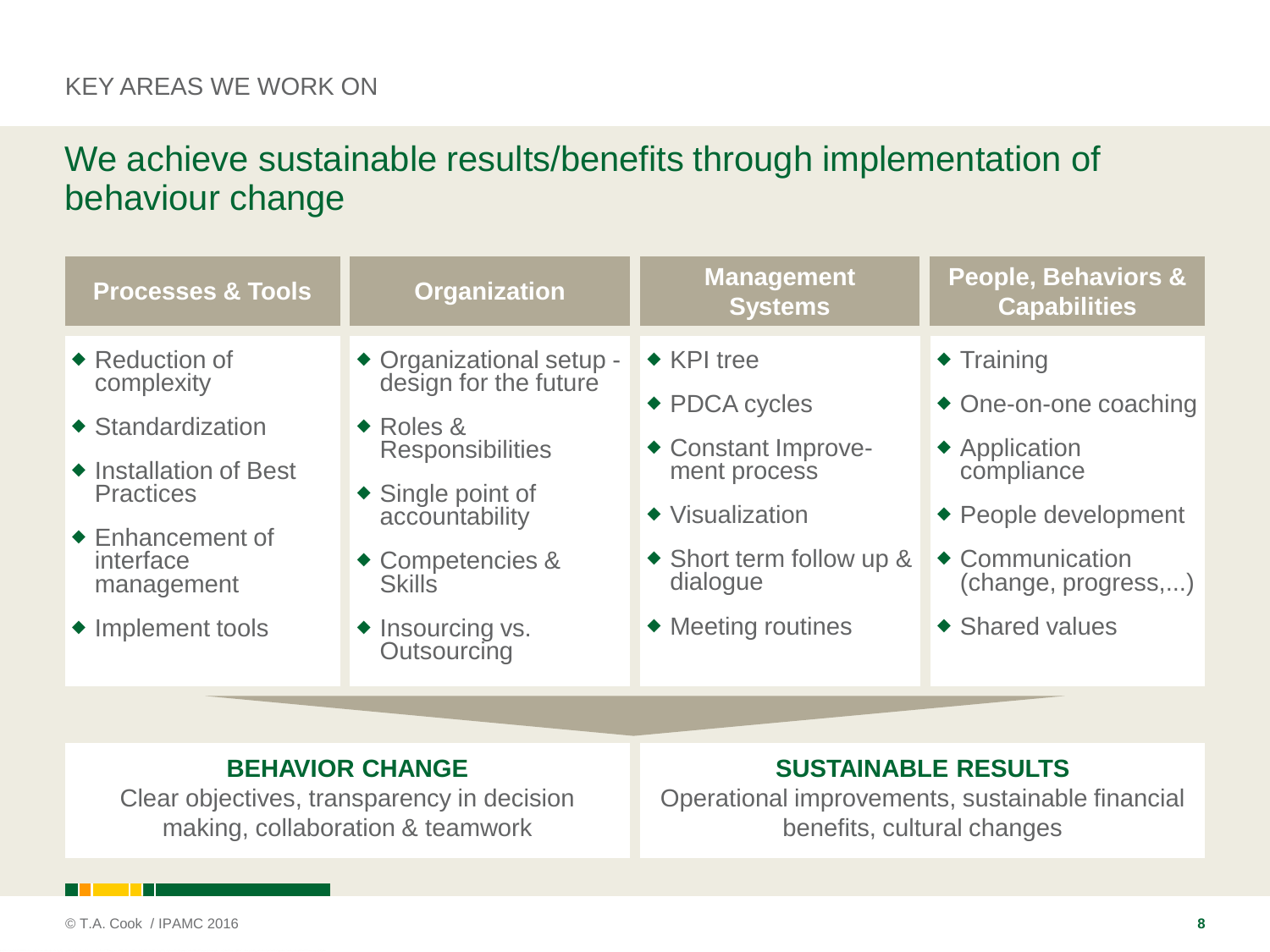KEY AREAS WE WORK ON

# We achieve sustainable results/benefits through implementation of behaviour change

| Processes & Tools | Organization | Management Systems | People, Behaviors & Capabilities |
| --- | --- | --- | --- |
| ◆ Reduction of complexity<br>◆ Standardization<br>◆ Installation of Best Practices<br>◆ Enhancement of interface management<br>◆ Implement tools | ◆ Organizational setup - design for the future<br>◆ Roles & Responsibilities<br>◆ Single point of accountability<br>◆ Competencies & Skills<br>◆ Insourcing vs. Outsourcing | ◆ KPI tree<br>◆ PDCA cycles<br>◆ Constant Improve-ment process<br>◆ Visualization<br>◆ Short term follow up & dialogue<br>◆ Meeting routines | ◆ Training<br>◆ One-on-one coaching<br>◆ Application compliance<br>◆ People development<br>◆ Communication (change, progress,...)<br>◆ Shared values |

**BEHAVIOR CHANGE**

Clear objectives, transparency in decision making, collaboration & teamwork

**SUSTAINABLE RESULTS**

Operational improvements, sustainable financial benefits, cultural changes

© T.A. Cook / IPAMC 2016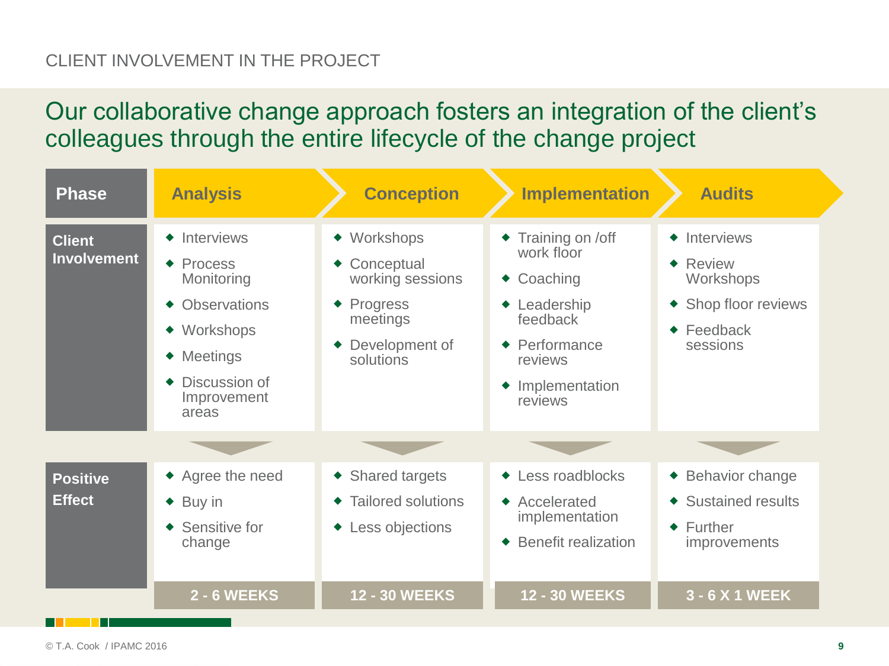CLIENT INVOLVEMENT IN THE PROJECT

# Our collaborative change approach fosters an integration of the client's colleagues through the entire lifecycle of the change project

| Phase | Analysis | Conception | Implementation | Audits |
| --- | --- | --- | --- | --- |
| **Client Involvement** | ◆ Interviews<br>◆ Process Monitoring<br>◆ Observations<br>◆ Workshops<br>◆ Meetings<br>◆ Discussion of Improvement areas | ◆ Workshops<br>◆ Conceptual working sessions<br>◆ Progress meetings<br>◆ Development of solutions | ◆ Training on /off work floor<br>◆ Coaching<br>◆ Leadership feedback<br>◆ Performance reviews<br>◆ Implementation reviews | ◆ Interviews<br>◆ Review Workshops<br>◆ Shop floor reviews<br>◆ Feedback sessions |
| **Positive Effect** | ◆ Agree the need<br>◆ Buy in<br>◆ Sensitive for change | ◆ Shared targets<br>◆ Tailored solutions<br>◆ Less objections | ◆ Less roadblocks<br>◆ Accelerated implementation<br>◆ Benefit realization | ◆ Behavior change<br>◆ Sustained results<br>◆ Further improvements |
| | **2 - 6 WEEKS** | **12 - 30 WEEKS** | **12 - 30 WEEKS** | **3 - 6 X 1 WEEK** |

© T.A. Cook / IPAMC 2016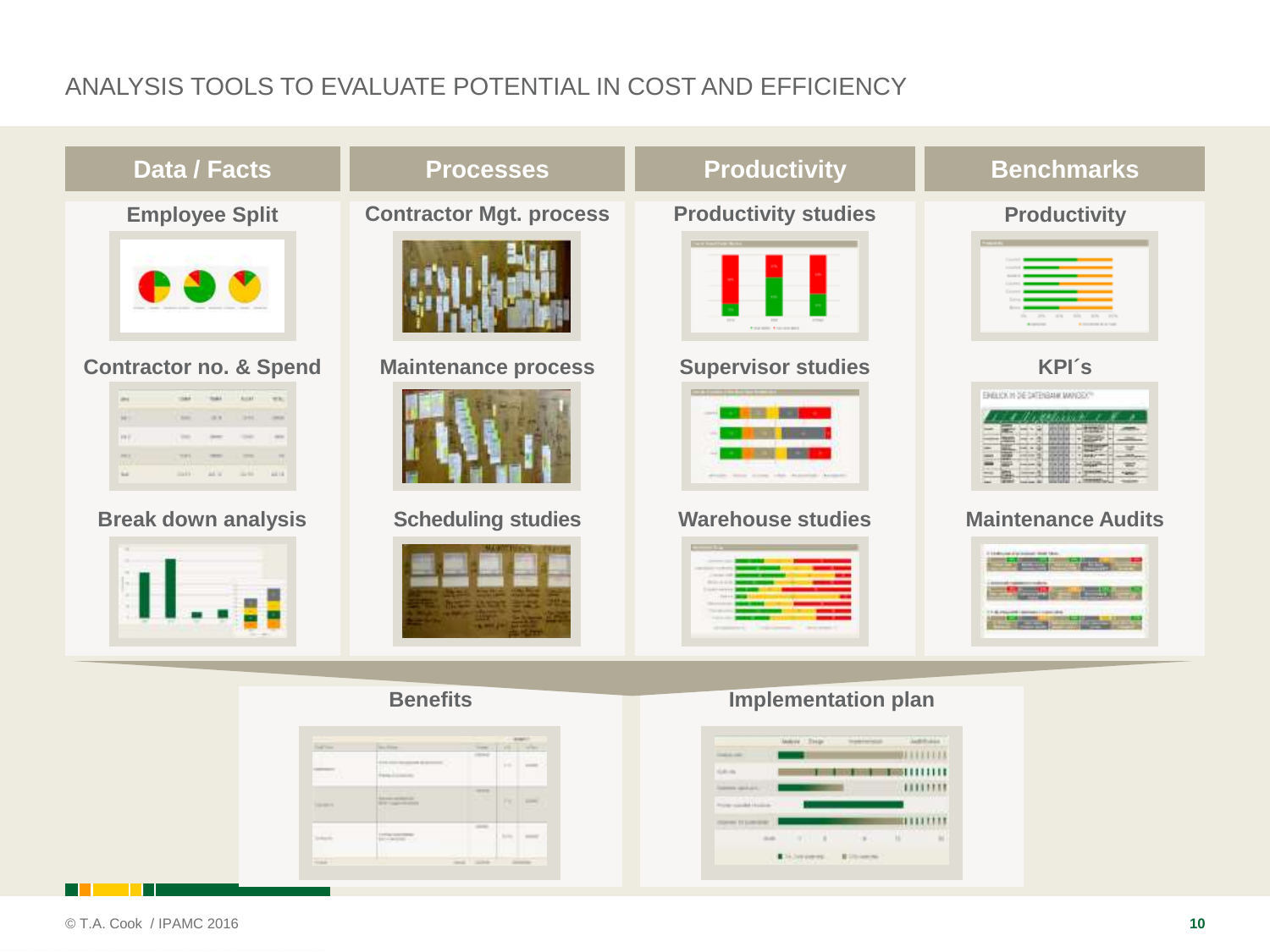# ANALYSIS TOOLS TO EVALUATE POTENTIAL IN COST AND EFFICIENCY

| Data / Facts | Processes | Productivity | Benchmarks |
|---|---|---|---|
| Employee Split | Contractor Mgt. process | Productivity studies | Productivity |
| Contractor no. & Spend | Maintenance process | Supervisor studies | KPI´s |
| Break down analysis | Scheduling studies | Warehouse studies | Maintenance Audits |

**Benefits**

**Implementation plan**

© T.A. Cook / IPAMC 2016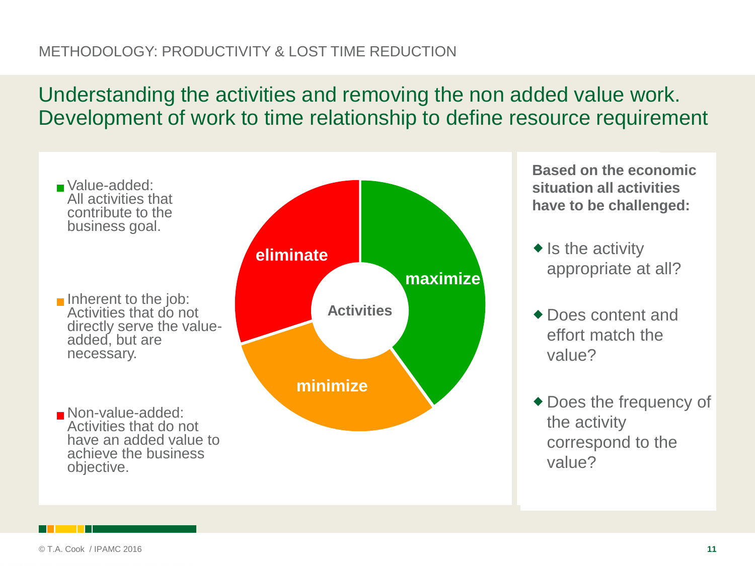METHODOLOGY: PRODUCTIVITY & LOST TIME REDUCTION

# Understanding the activities and removing the non added value work. Development of work to time relationship to define resource requirement

- **Value-added:** All activities that contribute to the business goal.
- **Inherent to the job:** Activities that do not directly serve the value-added, but are necessary.
- **Non-value-added:** Activities that do not have an added value to achieve the business objective.

**Activities**

- maximize
- minimize
- eliminate

**Based on the economic situation all activities have to be challenged:**

- Is the activity appropriate at all?
- Does content and effort match the value?
- Does the frequency of the activity correspond to the value?

© T.A. Cook / IPAMC 2016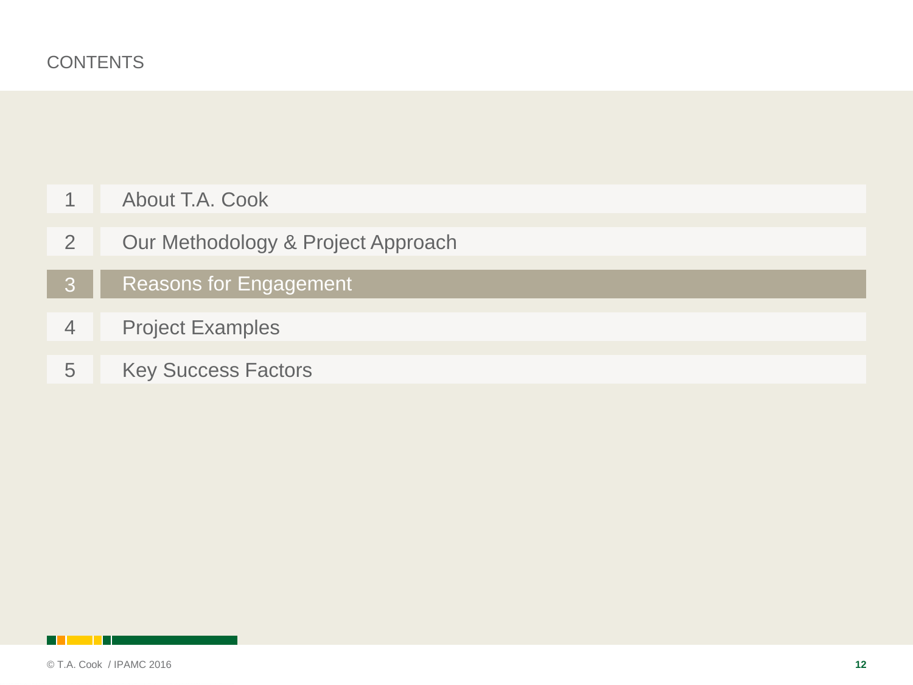## CONTENTS

1. About T.A. Cook
2. Our Methodology & Project Approach
3. **Reasons for Engagement**
4. Project Examples
5. Key Success Factors

© T.A. Cook / IPAMC 2016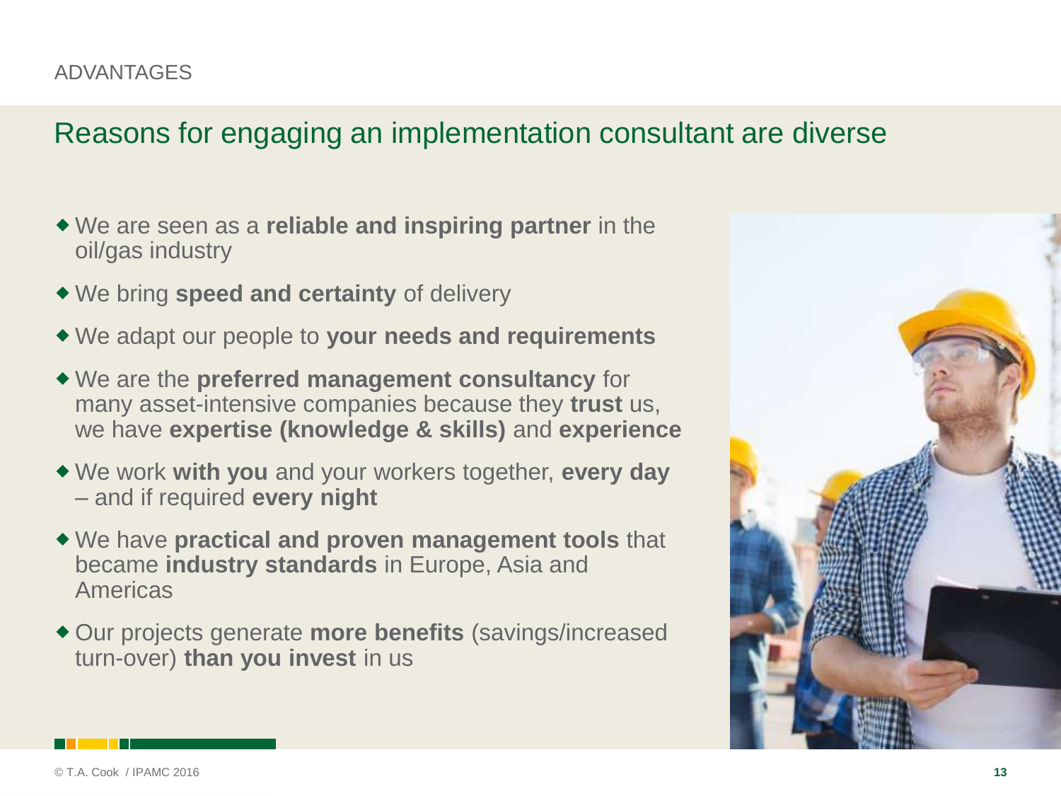ADVANTAGES

# Reasons for engaging an implementation consultant are diverse

- We are seen as a **reliable and inspiring partner** in the oil/gas industry
- We bring **speed and certainty** of delivery
- We adapt our people to **your needs and requirements**
- We are the **preferred management consultancy** for many asset-intensive companies because they **trust** us, we have **expertise (knowledge & skills)** and **experience**
- We work **with you** and your workers together, **every day** – and if required **every night**
- We have **practical and proven management tools** that became **industry standards** in Europe, Asia and Americas
- Our projects generate **more benefits** (savings/increased turn-over) **than you invest** in us

© T.A. Cook / IPAMC 2016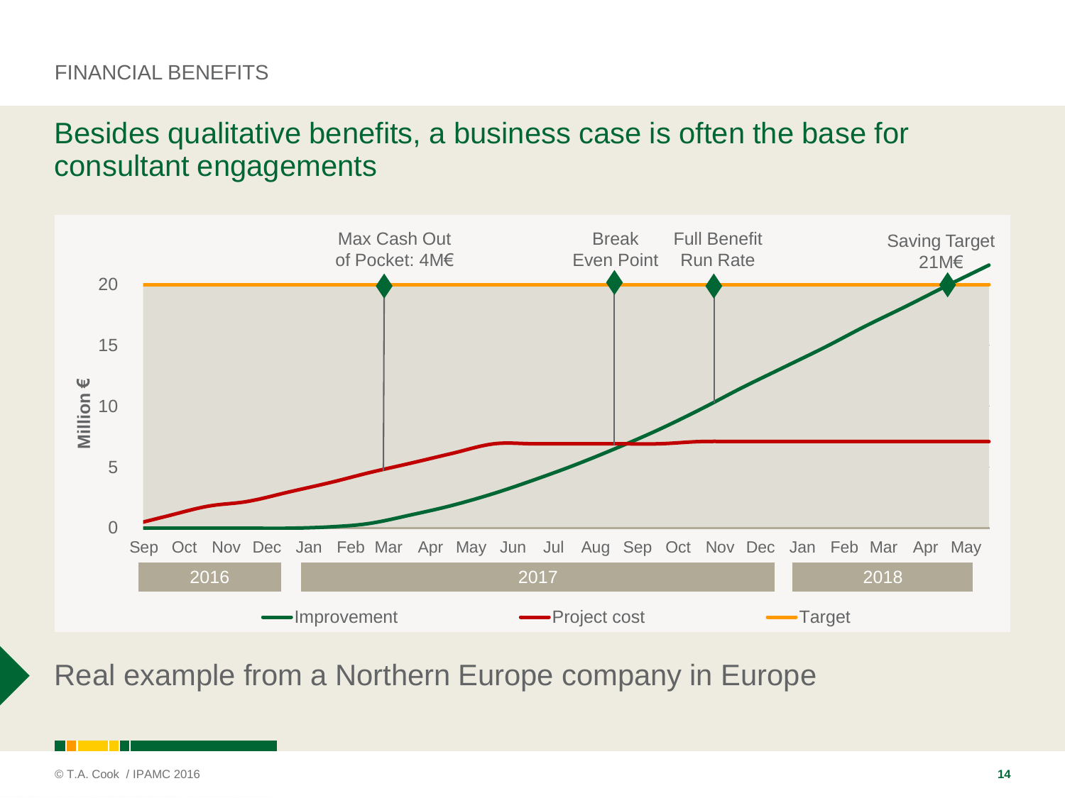FINANCIAL BENEFITS

## Besides qualitative benefits, a business case is often the base for consultant engagements

Max Cash Out of Pocket: 4M€

Break Even Point

Full Benefit Run Rate

Saving Target 21M€

Million €

20
15
10
5
0

Sep Oct Nov Dec Jan Feb Mar Apr May Jun Jul Aug Sep Oct Nov Dec Jan Feb Mar Apr May

2016 | 2017 | 2018

Improvement — Project cost — Target

Real example from a Northern Europe company in Europe

© T.A. Cook / IPAMC 2016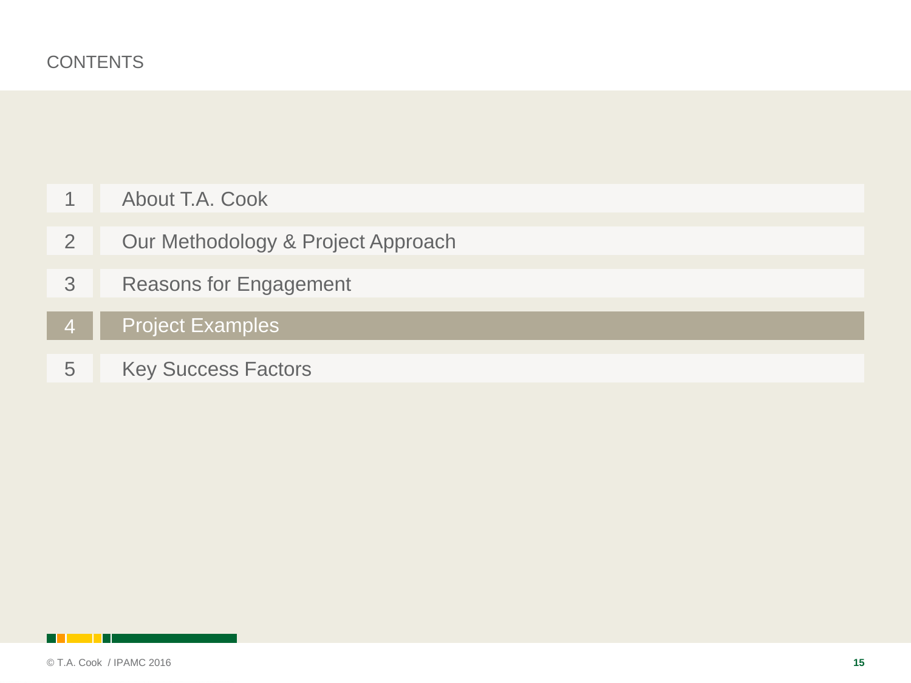# CONTENTS

1. About T.A. Cook
2. Our Methodology & Project Approach
3. Reasons for Engagement
4. **Project Examples**
5. Key Success Factors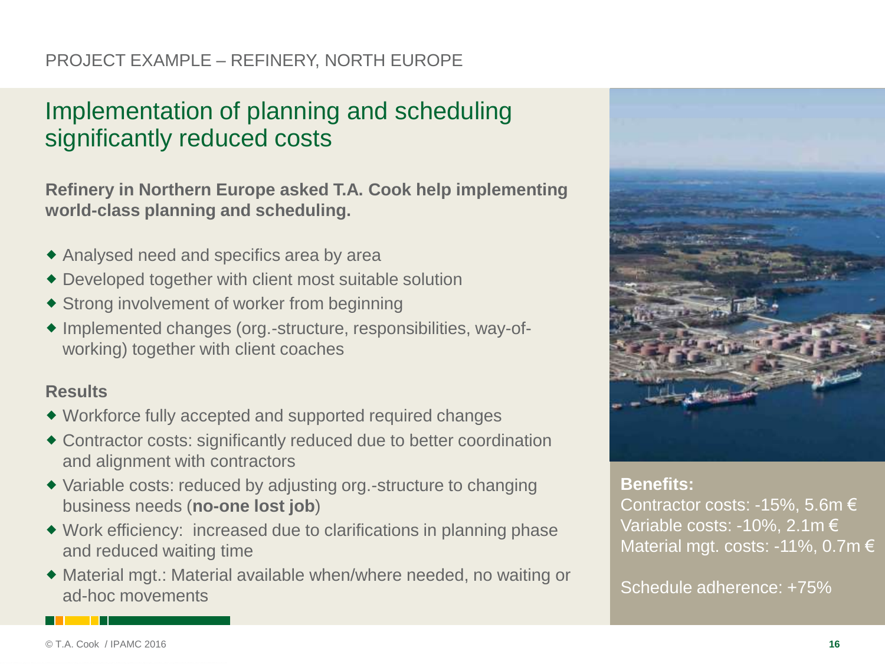PROJECT EXAMPLE – REFINERY, NORTH EUROPE

# Implementation of planning and scheduling significantly reduced costs

**Refinery in Northern Europe asked T.A. Cook help implementing world-class planning and scheduling.**

- Analysed need and specifics area by area
- Developed together with client most suitable solution
- Strong involvement of worker from beginning
- Implemented changes (org.-structure, responsibilities, way-of-working) together with client coaches

## Results

- Workforce fully accepted and supported required changes
- Contractor costs: significantly reduced due to better coordination and alignment with contractors
- Variable costs: reduced by adjusting org.-structure to changing business needs (**no-one lost job**)
- Work efficiency: increased due to clarifications in planning phase and reduced waiting time
- Material mgt.: Material available when/where needed, no waiting or ad-hoc movements

**Benefits:**
Contractor costs: -15%, 5.6m €
Variable costs: -10%, 2.1m €
Material mgt. costs: -11%, 0.7m €

Schedule adherence: +75%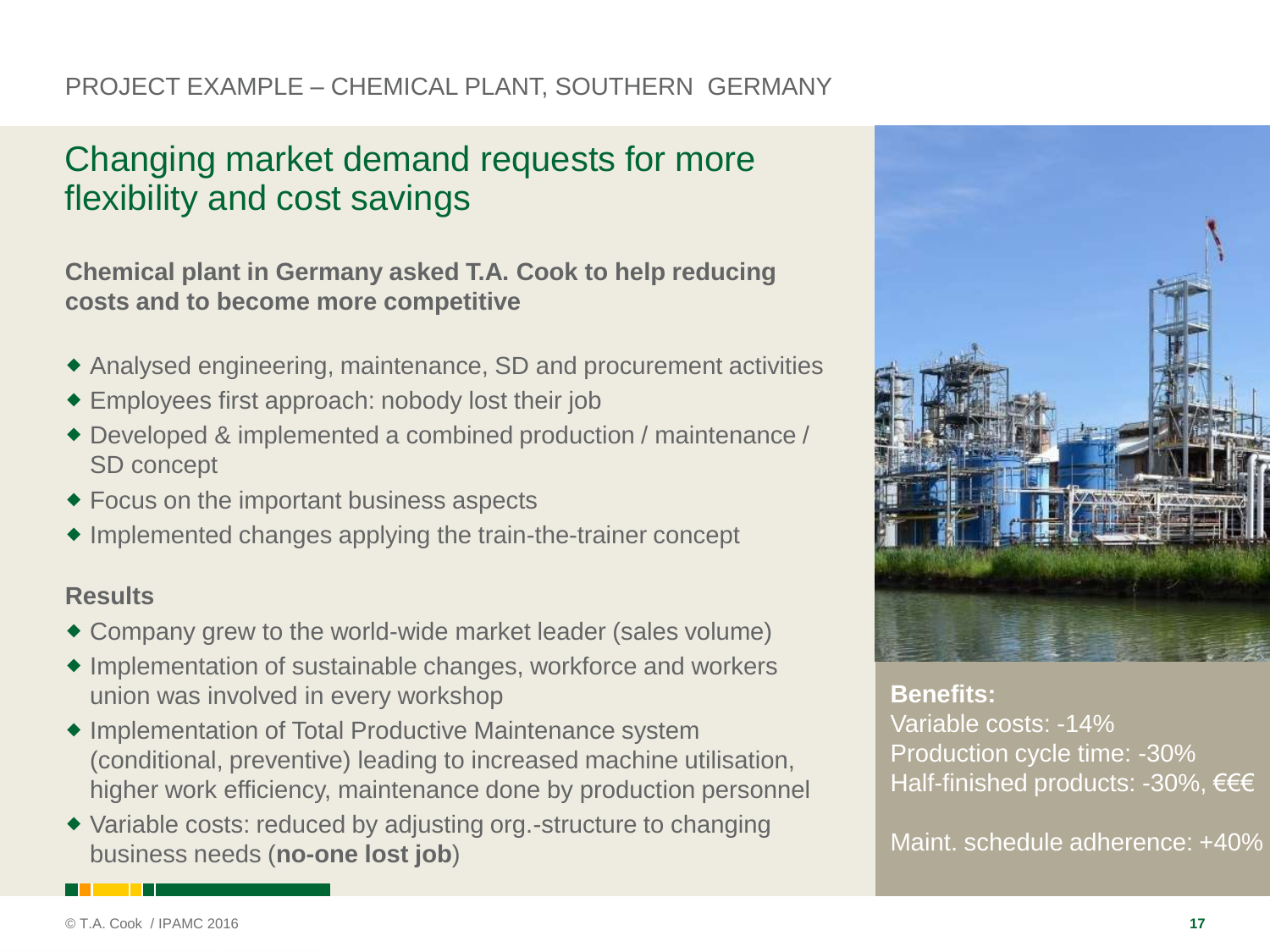PROJECT EXAMPLE – CHEMICAL PLANT, SOUTHERN GERMANY

# Changing market demand requests for more flexibility and cost savings

**Chemical plant in Germany asked T.A. Cook to help reducing costs and to become more competitive**

- Analysed engineering, maintenance, SD and procurement activities
- Employees first approach: nobody lost their job
- Developed & implemented a combined production / maintenance / SD concept
- Focus on the important business aspects
- Implemented changes applying the train-the-trainer concept

**Results**

- Company grew to the world-wide market leader (sales volume)
- Implementation of sustainable changes, workforce and workers union was involved in every workshop
- Implementation of Total Productive Maintenance system (conditional, preventive) leading to increased machine utilisation, higher work efficiency, maintenance done by production personnel
- Variable costs: reduced by adjusting org.-structure to changing business needs (**no-one lost job**)

**Benefits:**
Variable costs: -14%
Production cycle time: -30%
Half-finished products: -30%, €€€

Maint. schedule adherence: +40%

© T.A. Cook / IPAMC 2016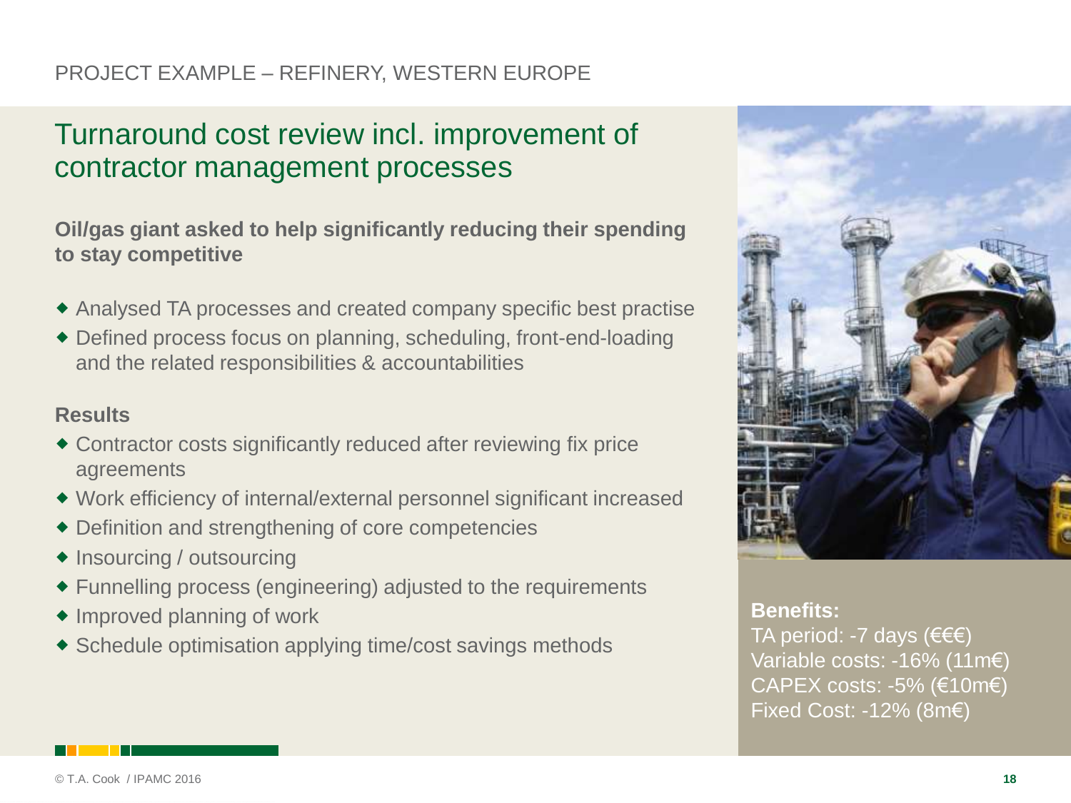PROJECT EXAMPLE – REFINERY, WESTERN EUROPE

# Turnaround cost review incl. improvement of contractor management processes

**Oil/gas giant asked to help significantly reducing their spending to stay competitive**

- Analysed TA processes and created company specific best practise
- Defined process focus on planning, scheduling, front-end-loading and the related responsibilities & accountabilities

**Results**

- Contractor costs significantly reduced after reviewing fix price agreements
- Work efficiency of internal/external personnel significant increased
- Definition and strengthening of core competencies
- Insourcing / outsourcing
- Funnelling process (engineering) adjusted to the requirements
- Improved planning of work
- Schedule optimisation applying time/cost savings methods

**Benefits:**
TA period: -7 days (€€€)
Variable costs: -16% (11m€)
CAPEX costs: -5% (€10m€)
Fixed Cost: -12% (8m€)

© T.A. Cook / IPAMC 2016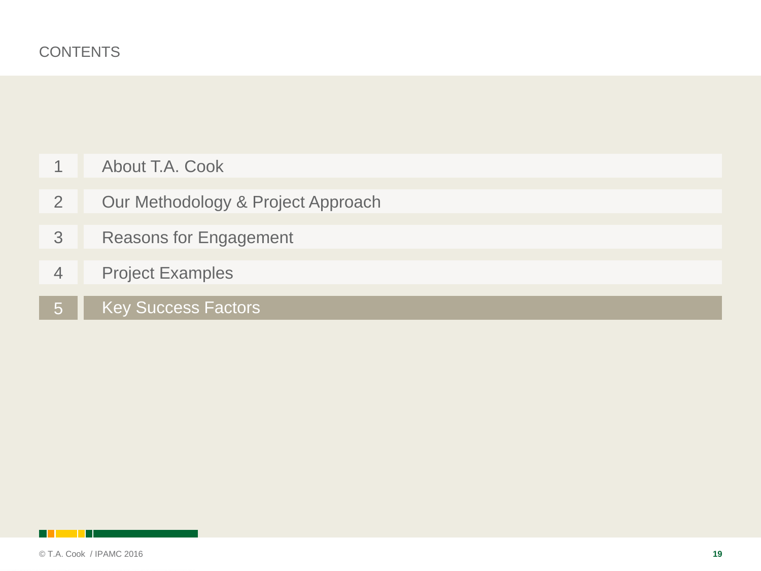# CONTENTS

1. About T.A. Cook
2. Our Methodology & Project Approach
3. Reasons for Engagement
4. Project Examples
5. **Key Success Factors**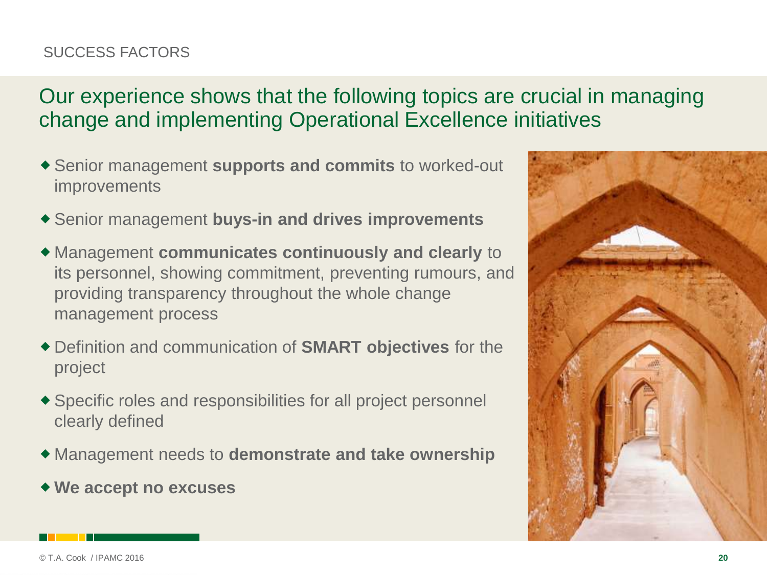SUCCESS FACTORS

## Our experience shows that the following topics are crucial in managing change and implementing Operational Excellence initiatives

- Senior management **supports and commits** to worked-out improvements
- Senior management **buys-in and drives improvements**
- Management **communicates continuously and clearly** to its personnel, showing commitment, preventing rumours, and providing transparency throughout the whole change management process
- Definition and communication of **SMART objectives** for the project
- Specific roles and responsibilities for all project personnel clearly defined
- Management needs to **demonstrate and take ownership**
- **We accept no excuses**

© T.A. Cook / IPAMC 2016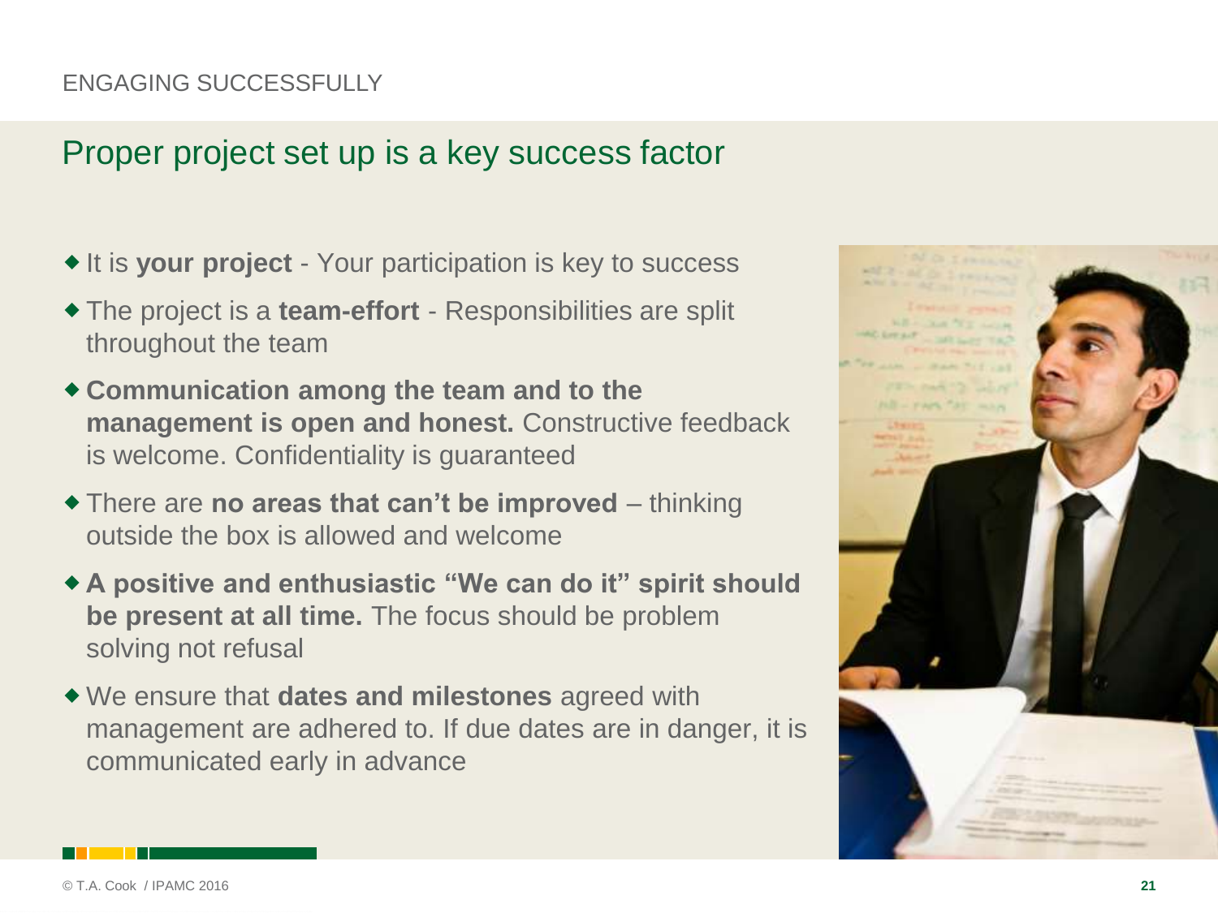ENGAGING SUCCESSFULLY

## Proper project set up is a key success factor

- It is **your project** - Your participation is key to success
- The project is a **team-effort** - Responsibilities are split throughout the team
- **Communication among the team and to the management is open and honest.** Constructive feedback is welcome. Confidentiality is guaranteed
- There are **no areas that can't be improved** – thinking outside the box is allowed and welcome
- **A positive and enthusiastic "We can do it" spirit should be present at all time.** The focus should be problem solving not refusal
- We ensure that **dates and milestones** agreed with management are adhered to. If due dates are in danger, it is communicated early in advance

© T.A. Cook / IPAMC 2016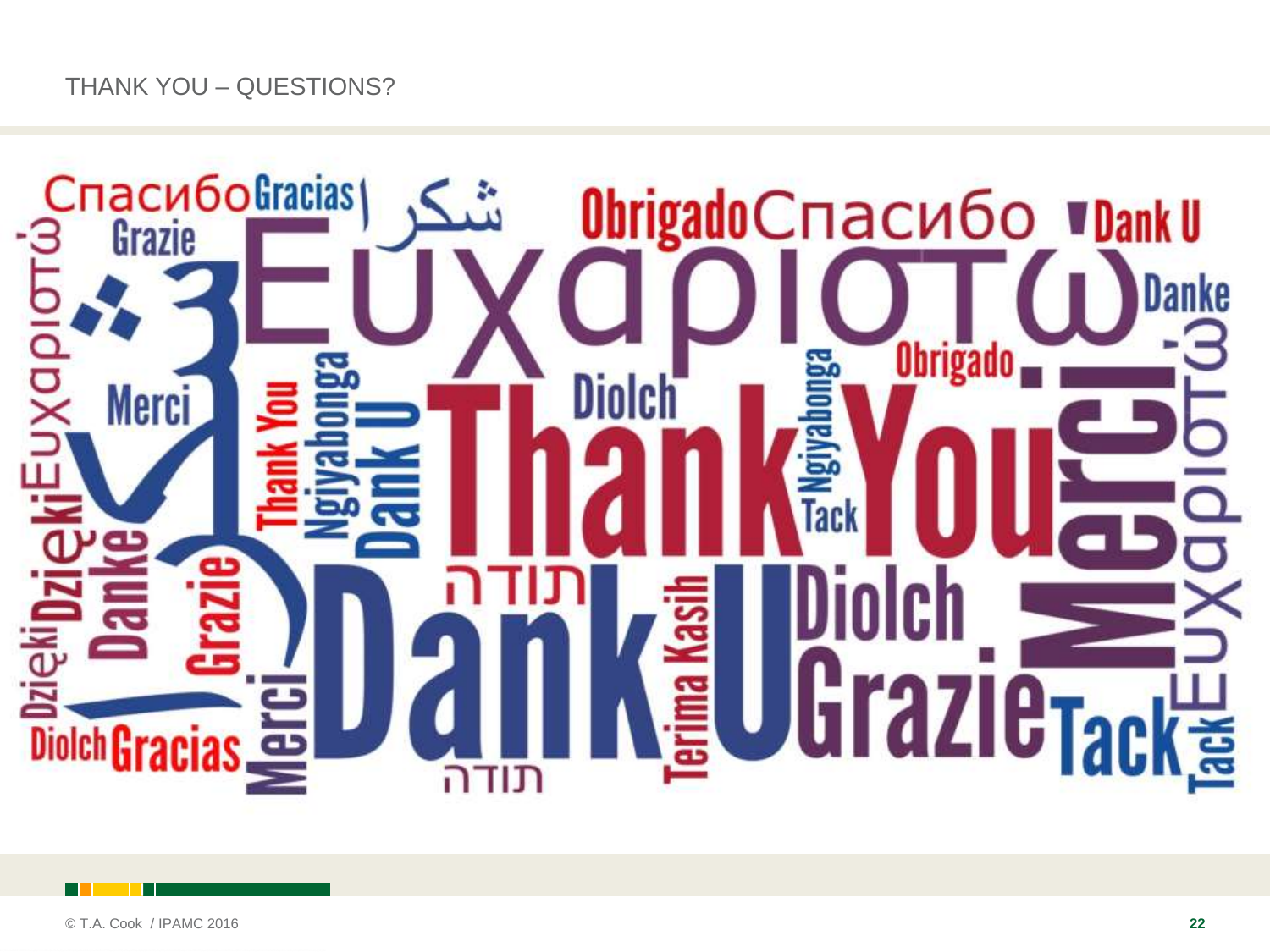THANK YOU – QUESTIONS?

Спасибо Gracias شكرا Obrigado Спасибо Dank U

Grazie Ευχαριστώ Danke

Merci Diolch Obrigado

Thank You Ngiyabonga Dank U Thank You Ngiyabonga Tack Merci

Dzięki Danke Grazie תודה Terima Kasih Diolch

Dzięki Diolch Gracias Merci Dank U Grazie Tack Tack

תודה

© T.A. Cook / IPAMC 2016